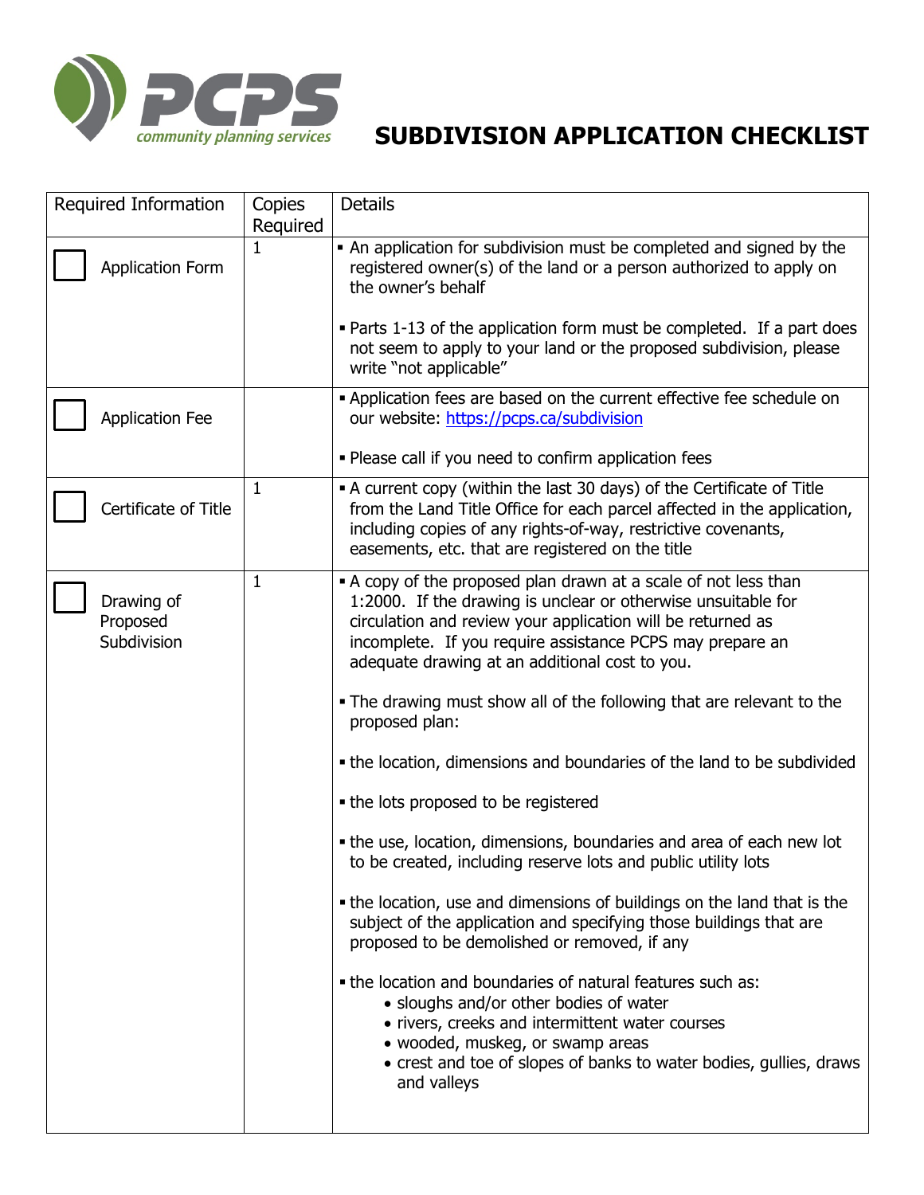# SUBDIVISION APPLICATION CHECKLIST

| Required Information | Copies Required | Details |
|---|---|---|
| ☐ Application Form | 1 | ▪ An application for subdivision must be completed and signed by the registered owner(s) of the land or a person authorized to apply on the owner's behalf<br><br>▪ Parts 1-13 of the application form must be completed. If a part does not seem to apply to your land or the proposed subdivision, please write "not applicable" |
| ☐ Application Fee | | ▪ Application fees are based on the current effective fee schedule on our website: [https://pcps.ca/subdivision](https://pcps.ca/subdivision)<br><br>▪ Please call if you need to confirm application fees |
| ☐ Certificate of Title | 1 | ▪ A current copy (within the last 30 days) of the Certificate of Title from the Land Title Office for each parcel affected in the application, including copies of any rights-of-way, restrictive covenants, easements, etc. that are registered on the title |
| ☐ Drawing of Proposed Subdivision | 1 | ▪ A copy of the proposed plan drawn at a scale of not less than 1:2000. If the drawing is unclear or otherwise unsuitable for circulation and review your application will be returned as incomplete. If you require assistance PCPS may prepare an adequate drawing at an additional cost to you.<br><br>▪ The drawing must show all of the following that are relevant to the proposed plan:<br><br>▪ the location, dimensions and boundaries of the land to be subdivided<br><br>▪ the lots proposed to be registered<br><br>▪ the use, location, dimensions, boundaries and area of each new lot to be created, including reserve lots and public utility lots<br><br>▪ the location, use and dimensions of buildings on the land that is the subject of the application and specifying those buildings that are proposed to be demolished or removed, if any<br><br>▪ the location and boundaries of natural features such as:<br>• sloughs and/or other bodies of water<br>• rivers, creeks and intermittent water courses<br>• wooded, muskeg, or swamp areas<br>• crest and toe of slopes of banks to water bodies, gullies, draws and valleys |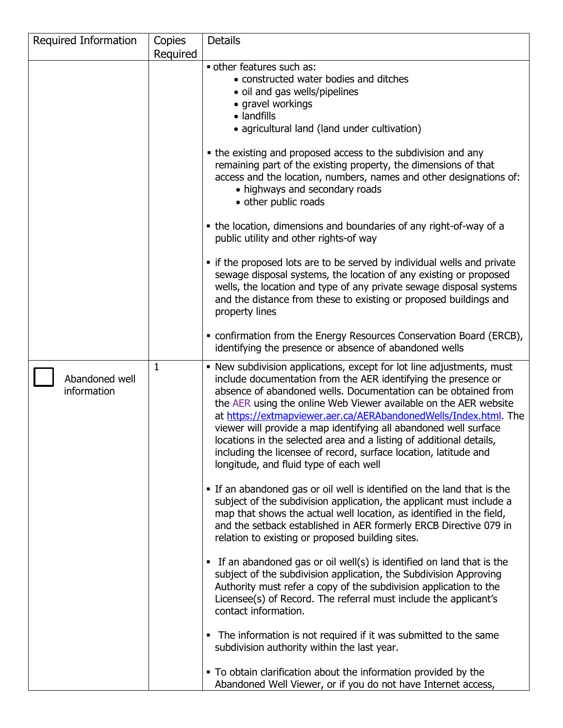| Required Information | Copies Required | Details |
|---|---|---|
| | | ▪ other features such as:<br>• constructed water bodies and ditches<br>• oil and gas wells/pipelines<br>• gravel workings<br>• landfills<br>• agricultural land (land under cultivation)<br><br>▪ the existing and proposed access to the subdivision and any remaining part of the existing property, the dimensions of that access and the location, numbers, names and other designations of:<br>• highways and secondary roads<br>• other public roads<br><br>▪ the location, dimensions and boundaries of any right-of-way of a public utility and other rights-of way<br><br>▪ if the proposed lots are to be served by individual wells and private sewage disposal systems, the location of any existing or proposed wells, the location and type of any private sewage disposal systems and the distance from these to existing or proposed buildings and property lines<br><br>▪ confirmation from the Energy Resources Conservation Board (ERCB), identifying the presence or absence of abandoned wells |
| ☐ Abandoned well information | 1 | ▪ New subdivision applications, except for lot line adjustments, must include documentation from the AER identifying the presence or absence of abandoned wells. Documentation can be obtained from the AER using the online Web Viewer available on the AER website at https://extmapviewer.aer.ca/AERAbandonedWells/Index.html. The viewer will provide a map identifying all abandoned well surface locations in the selected area and a listing of additional details, including the licensee of record, surface location, latitude and longitude, and fluid type of each well<br><br>▪ If an abandoned gas or oil well is identified on the land that is the subject of the subdivision application, the applicant must include a map that shows the actual well location, as identified in the field, and the setback established in AER formerly ERCB Directive 079 in relation to existing or proposed building sites.<br><br>▪ If an abandoned gas or oil well(s) is identified on land that is the subject of the subdivision application, the Subdivision Approving Authority must refer a copy of the subdivision application to the Licensee(s) of Record. The referral must include the applicant's contact information.<br><br>▪ The information is not required if it was submitted to the same subdivision authority within the last year.<br><br>▪ To obtain clarification about the information provided by the Abandoned Well Viewer, or if you do not have Internet access, |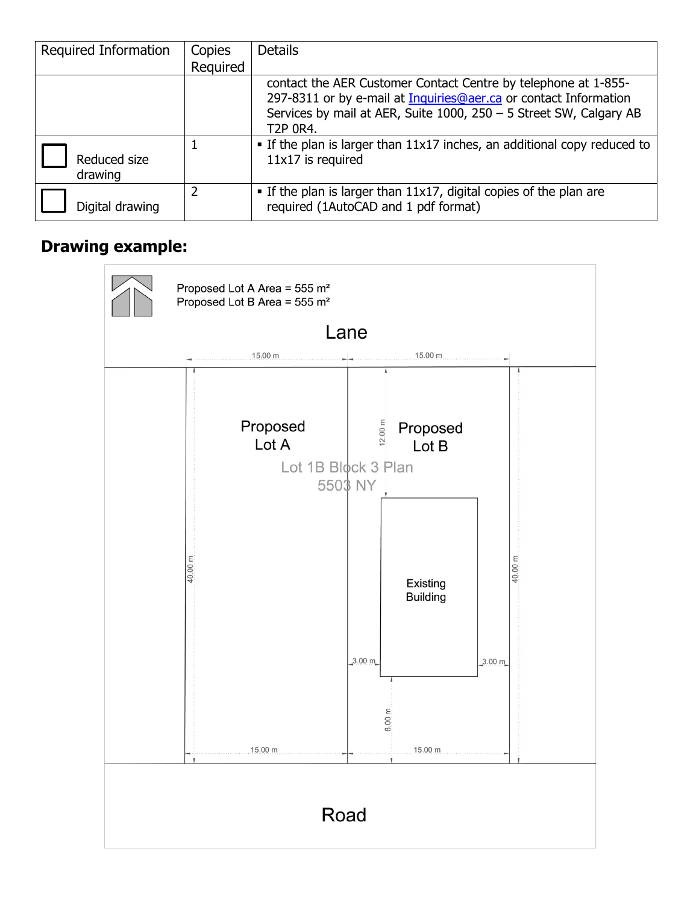| Required Information | Copies Required | Details |
|---|---|---|
| | | contact the AER Customer Contact Centre by telephone at 1-855-297-8311 or by e-mail at Inquiries@aer.ca or contact Information Services by mail at AER, Suite 1000, 250 – 5 Street SW, Calgary AB T2P 0R4. |
| ☐ Reduced size drawing | 1 | ▪ If the plan is larger than 11x17 inches, an additional copy reduced to 11x17 is required |
| ☐ Digital drawing | 2 | ▪ If the plan is larger than 11x17, digital copies of the plan are required (1AutoCAD and 1 pdf format) |

## Drawing example:

Proposed Lot A Area = 555 m²
Proposed Lot B Area = 555 m²

Lane

15.00 m
15.00 m

Proposed Lot A

Proposed Lot B

12.00 m

Lot 1B Block 3 Plan 5503 NY

40.00 m
40.00 m

Existing Building

3.00 m
3.00 m

8.00 m

15.00 m
15.00 m

Road